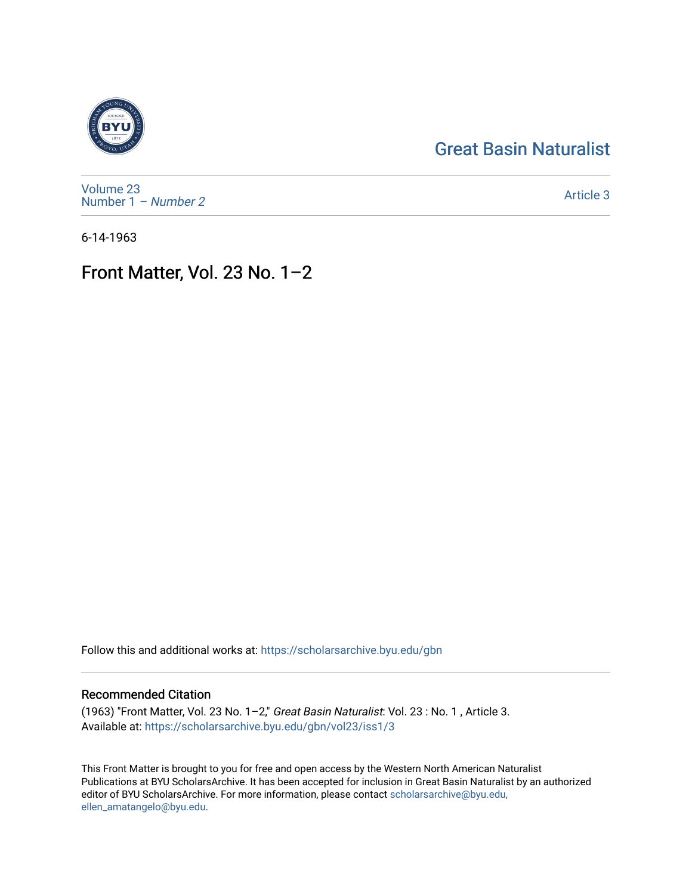Great Basin Naturalist

Volume 23
Number 1 – *Number 2*

Article 3

6-14-1963

# Front Matter, Vol. 23 No. 1–2

Follow this and additional works at: https://scholarsarchive.byu.edu/gbn

## Recommended Citation

(1963) "Front Matter, Vol. 23 No. 1–2," *Great Basin Naturalist*: Vol. 23 : No. 1 , Article 3.
Available at: https://scholarsarchive.byu.edu/gbn/vol23/iss1/3

This Front Matter is brought to you for free and open access by the Western North American Naturalist Publications at BYU ScholarsArchive. It has been accepted for inclusion in Great Basin Naturalist by an authorized editor of BYU ScholarsArchive. For more information, please contact scholarsarchive@byu.edu, ellen_amatangelo@byu.edu.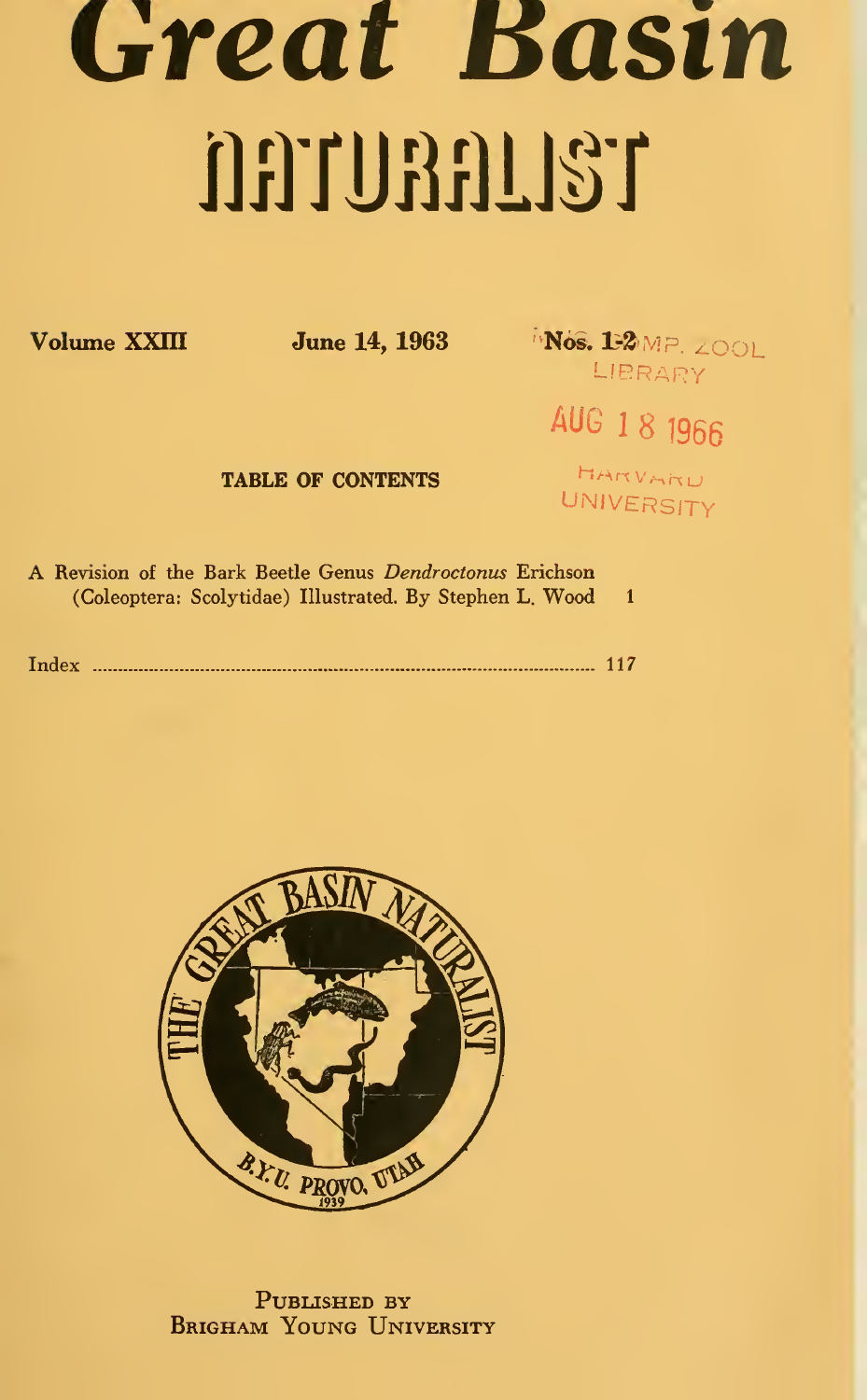# Great Basin NATURALIST

**Volume XXIII** **June 14, 1963** **Nos. 1-2**

MUS. COMP. ZOOL. LIBRARY

AUG 18 1966

HARVARD UNIVERSITY

**TABLE OF CONTENTS**

A Revision of the Bark Beetle Genus *Dendroctonus* Erichson (Coleoptera: Scolytidae) Illustrated. By Stephen L. Wood ..... 1

Index ..... 117

THE GREAT BASIN NATURALIST

B.Y.U. PROVO, UTAH

1939

PUBLISHED BY
BRIGHAM YOUNG UNIVERSITY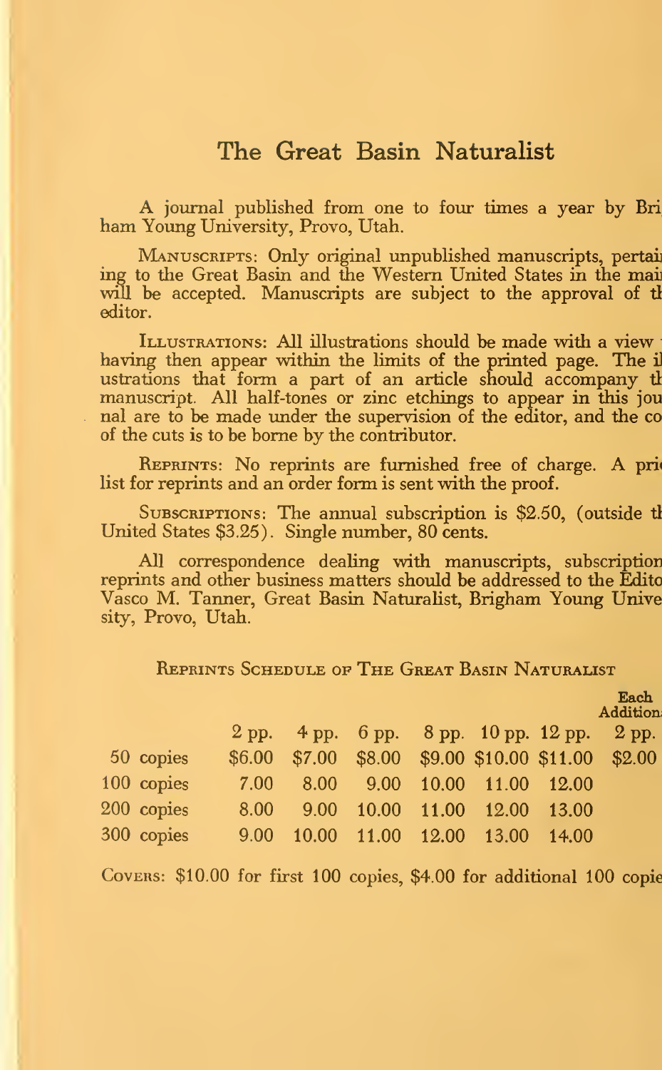# The Great Basin Naturalist

A journal published from one to four times a year by Bri ham Young University, Provo, Utah.

Manuscripts: Only original unpublished manuscripts, pertai ing to the Great Basin and the Western United States in the mai will be accepted. Manuscripts are subject to the approval of tl editor.

Illustrations: All illustrations should be made with a view having then appear within the limits of the printed page. The il ustrations that form a part of an article should accompany tl manuscript. All half-tones or zinc etchings to appear in this jou nal are to be made under the supervision of the editor, and the co of the cuts is to be borne by the contributor.

Reprints: No reprints are furnished free of charge. A pri list for reprints and an order form is sent with the proof.

Subscriptions: The annual subscription is $2.50, (outside tl United States $3.25). Single number, 80 cents.

All correspondence dealing with manuscripts, subscription reprints and other business matters should be addressed to the Edito Vasco M. Tanner, Great Basin Naturalist, Brigham Young Unive sity, Provo, Utah.

## Reprints Schedule of The Great Basin Naturalist

| | 2 pp. | 4 pp. | 6 pp. | 8 pp. | 10 pp. | 12 pp. | Each Addition 2 pp. |
|---|---|---|---|---|---|---|---|
| 50 copies | $6.00 | $7.00 | $8.00 | $9.00 | $10.00 | $11.00 | $2.00 |
| 100 copies | 7.00 | 8.00 | 9.00 | 10.00 | 11.00 | 12.00 | |
| 200 copies | 8.00 | 9.00 | 10.00 | 11.00 | 12.00 | 13.00 | |
| 300 copies | 9.00 | 10.00 | 11.00 | 12.00 | 13.00 | 14.00 | |

Covers: $10.00 for first 100 copies, $4.00 for additional 100 copie